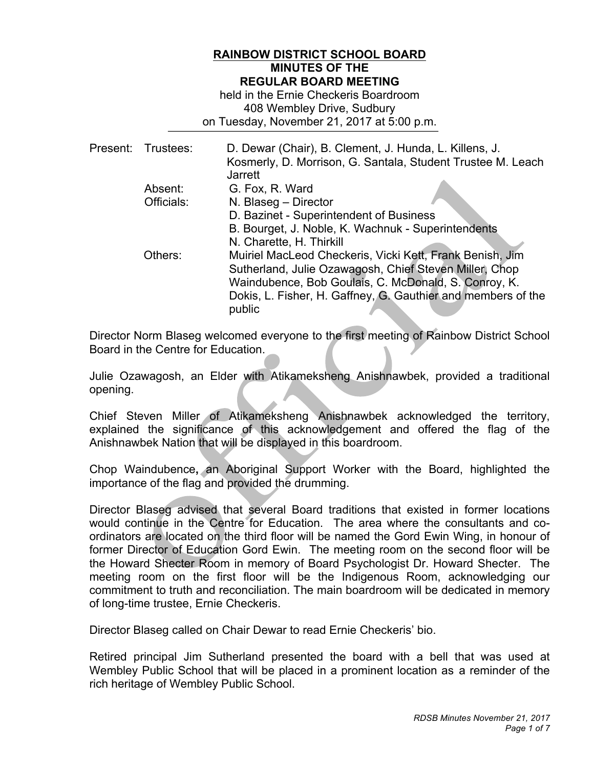# RAINBOW DISTRICT SCHOOL BOARD
## MINUTES OF THE
## REGULAR BOARD MEETING

held in the Ernie Checkeris Boardroom
408 Wembley Drive, Sudbury
on Tuesday, November 21, 2017 at 5:00 p.m.

| | | |
|---|---|---|
| Present: | Trustees: | D. Dewar (Chair), B. Clement, J. Hunda, L. Killens, J. Kosmerly, D. Morrison, G. Santala, Student Trustee M. Leach Jarrett |
| | Absent: | G. Fox, R. Ward |
| | Officials: | N. Blaseg – Director<br>D. Bazinet - Superintendent of Business<br>B. Bourget, J. Noble, K. Wachnuk - Superintendents<br>N. Charette, H. Thirkill |
| | Others: | Muiriel MacLeod Checkeris, Vicki Kett, Frank Benish, Jim Sutherland, Julie Ozawagosh, Chief Steven Miller, Chop Waindubence, Bob Goulais, C. McDonald, S. Conroy, K. Dokis, L. Fisher, H. Gaffney, G. Gauthier and members of the public |

Director Norm Blaseg welcomed everyone to the first meeting of Rainbow District School Board in the Centre for Education.

Julie Ozawagosh, an Elder with Atikameksheng Anishnawbek, provided a traditional opening.

Chief Steven Miller of Atikameksheng Anishnawbek acknowledged the territory, explained the significance of this acknowledgement and offered the flag of the Anishnawbek Nation that will be displayed in this boardroom.

Chop Waindubence**,** an Aboriginal Support Worker with the Board, highlighted the importance of the flag and provided the drumming.

Director Blaseg advised that several Board traditions that existed in former locations would continue in the Centre for Education. The area where the consultants and co-ordinators are located on the third floor will be named the Gord Ewin Wing, in honour of former Director of Education Gord Ewin. The meeting room on the second floor will be the Howard Shecter Room in memory of Board Psychologist Dr. Howard Shecter. The meeting room on the first floor will be the Indigenous Room, acknowledging our commitment to truth and reconciliation. The main boardroom will be dedicated in memory of long-time trustee, Ernie Checkeris.

Director Blaseg called on Chair Dewar to read Ernie Checkeris' bio.

Retired principal Jim Sutherland presented the board with a bell that was used at Wembley Public School that will be placed in a prominent location as a reminder of the rich heritage of Wembley Public School.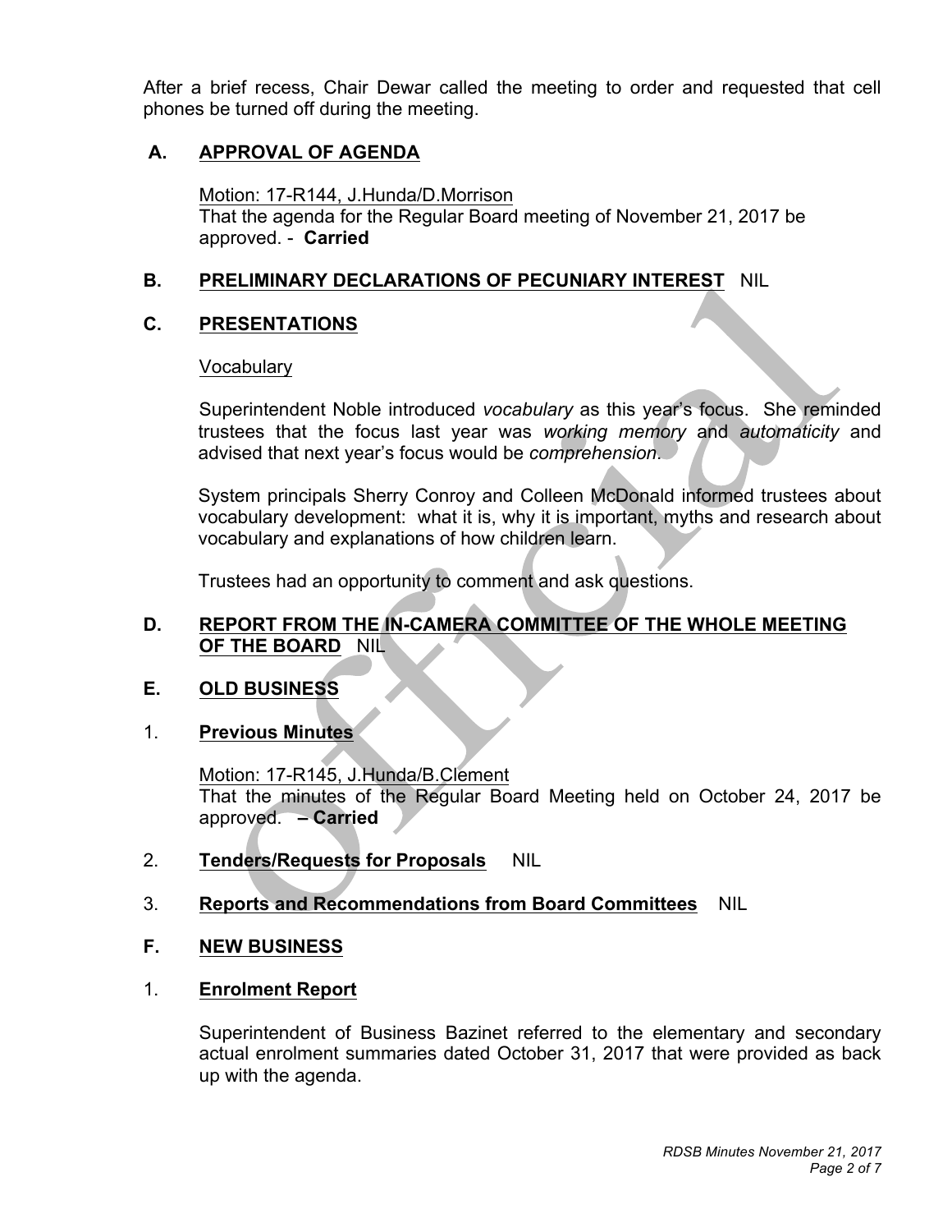After a brief recess, Chair Dewar called the meeting to order and requested that cell phones be turned off during the meeting.

## A. APPROVAL OF AGENDA

Motion: 17-R144, J.Hunda/D.Morrison
That the agenda for the Regular Board meeting of November 21, 2017 be approved. - **Carried**

## B. PRELIMINARY DECLARATIONS OF PECUNIARY INTEREST NIL

## C. PRESENTATIONS

Vocabulary

Superintendent Noble introduced *vocabulary* as this year's focus. She reminded trustees that the focus last year was *working memory* and *automaticity* and advised that next year's focus would be *comprehension*.

System principals Sherry Conroy and Colleen McDonald informed trustees about vocabulary development: what it is, why it is important, myths and research about vocabulary and explanations of how children learn.

Trustees had an opportunity to comment and ask questions.

## D. REPORT FROM THE IN-CAMERA COMMITTEE OF THE WHOLE MEETING OF THE BOARD NIL

## E. OLD BUSINESS

### 1. Previous Minutes

Motion: 17-R145, J.Hunda/B.Clement
That the minutes of the Regular Board Meeting held on October 24, 2017 be approved. **– Carried**

### 2. Tenders/Requests for Proposals NIL

### 3. Reports and Recommendations from Board Committees NIL

## F. NEW BUSINESS

### 1. Enrolment Report

Superintendent of Business Bazinet referred to the elementary and secondary actual enrolment summaries dated October 31, 2017 that were provided as back up with the agenda.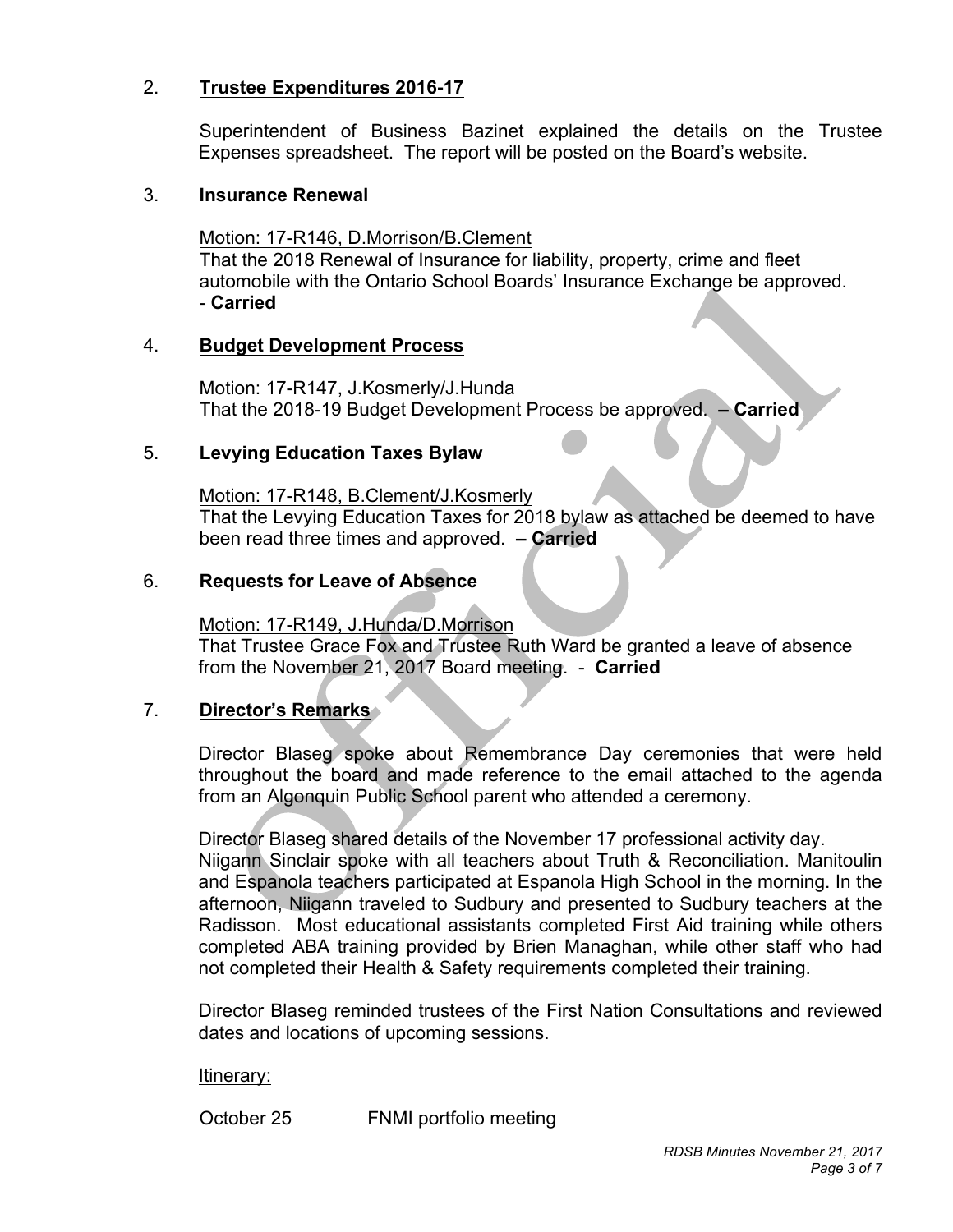## 2. Trustee Expenditures 2016-17

Superintendent of Business Bazinet explained the details on the Trustee Expenses spreadsheet. The report will be posted on the Board's website.

## 3. Insurance Renewal

Motion: 17-R146, D.Morrison/B.Clement
That the 2018 Renewal of Insurance for liability, property, crime and fleet automobile with the Ontario School Boards' Insurance Exchange be approved.
- **Carried**

## 4. Budget Development Process

Motion: 17-R147, J.Kosmerly/J.Hunda
That the 2018-19 Budget Development Process be approved. **– Carried**

## 5. Levying Education Taxes Bylaw

Motion: 17-R148, B.Clement/J.Kosmerly
That the Levying Education Taxes for 2018 bylaw as attached be deemed to have been read three times and approved. **– Carried**

## 6. Requests for Leave of Absence

Motion: 17-R149, J.Hunda/D.Morrison
That Trustee Grace Fox and Trustee Ruth Ward be granted a leave of absence from the November 21, 2017 Board meeting. - **Carried**

## 7. Director's Remarks

Director Blaseg spoke about Remembrance Day ceremonies that were held throughout the board and made reference to the email attached to the agenda from an Algonquin Public School parent who attended a ceremony.

Director Blaseg shared details of the November 17 professional activity day. Niigann Sinclair spoke with all teachers about Truth & Reconciliation. Manitoulin and Espanola teachers participated at Espanola High School in the morning. In the afternoon, Niigann traveled to Sudbury and presented to Sudbury teachers at the Radisson. Most educational assistants completed First Aid training while others completed ABA training provided by Brien Managhan, while other staff who had not completed their Health & Safety requirements completed their training.

Director Blaseg reminded trustees of the First Nation Consultations and reviewed dates and locations of upcoming sessions.

Itinerary:

October 25 FNMI portfolio meeting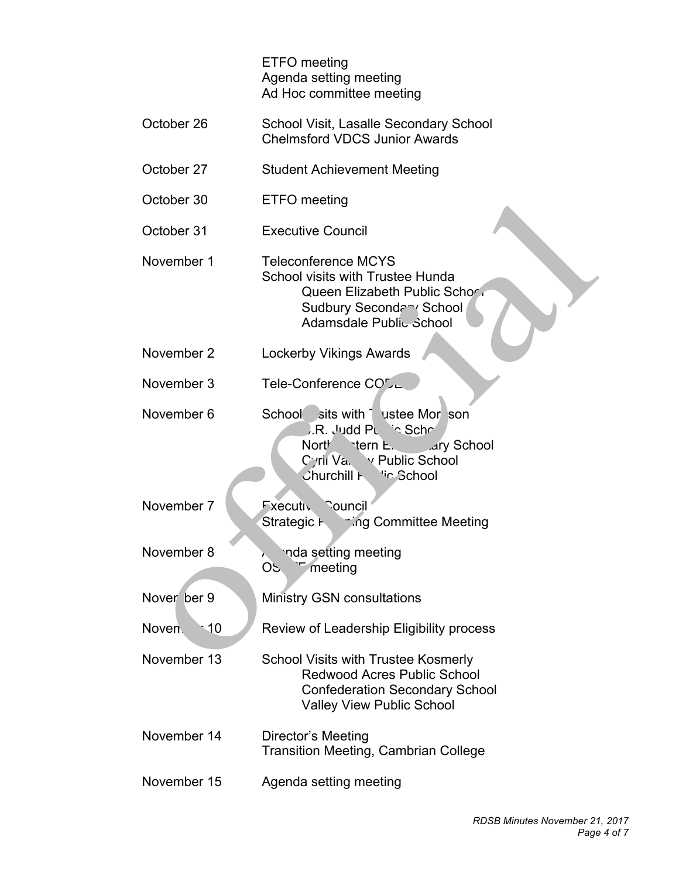| | |
|---|---|
| | ETFO meeting<br>Agenda setting meeting<br>Ad Hoc committee meeting |
| October 26 | School Visit, Lasalle Secondary School<br>Chelmsford VDCS Junior Awards |
| October 27 | Student Achievement Meeting |
| October 30 | ETFO meeting |
| October 31 | Executive Council |
| November 1 | Teleconference MCYS<br>School visits with Trustee Hunda<br>Queen Elizabeth Public School<br>Sudbury Secondary School<br>Adamsdale Public School |
| November 2 | Lockerby Vikings Awards |
| November 3 | Tele-Conference CODE |
| November 6 | School visits with Trustee Morrison<br>R.L. Judd Public School<br>Northeastern Elementary School<br>Cyril Varney Public School<br>Churchill Public School |
| November 7 | Executive Council<br>Strategic Planning Committee Meeting |
| November 8 | Agenda setting meeting<br>OSSTF meeting |
| November 9 | Ministry GSN consultations |
| November 10 | Review of Leadership Eligibility process |
| November 13 | School Visits with Trustee Kosmerly<br>Redwood Acres Public School<br>Confederation Secondary School<br>Valley View Public School |
| November 14 | Director's Meeting<br>Transition Meeting, Cambrian College |
| November 15 | Agenda setting meeting |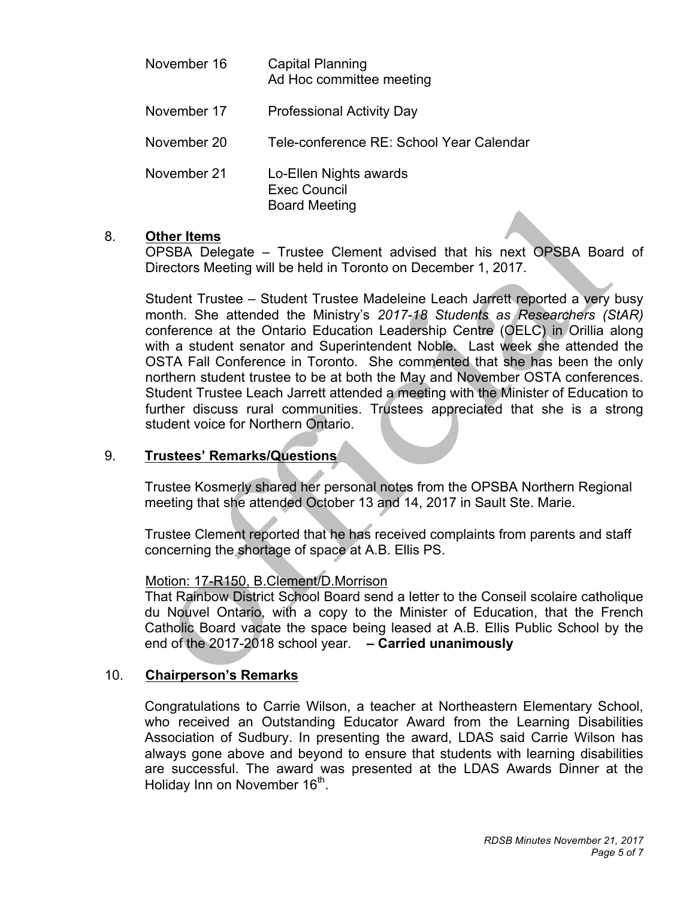| | |
|---|---|
| November 16 | Capital Planning<br>Ad Hoc committee meeting |
| November 17 | Professional Activity Day |
| November 20 | Tele-conference RE: School Year Calendar |
| November 21 | Lo-Ellen Nights awards<br>Exec Council<br>Board Meeting |

8. **Other Items**

OPSBA Delegate – Trustee Clement advised that his next OPSBA Board of Directors Meeting will be held in Toronto on December 1, 2017.

Student Trustee – Student Trustee Madeleine Leach Jarrett reported a very busy month. She attended the Ministry's *2017-18 Students as Researchers (StAR)* conference at the Ontario Education Leadership Centre (OELC) in Orillia along with a student senator and Superintendent Noble. Last week she attended the OSTA Fall Conference in Toronto. She commented that she has been the only northern student trustee to be at both the May and November OSTA conferences. Student Trustee Leach Jarrett attended a meeting with the Minister of Education to further discuss rural communities. Trustees appreciated that she is a strong student voice for Northern Ontario.

9. **Trustees' Remarks/Questions**

Trustee Kosmerly shared her personal notes from the OPSBA Northern Regional meeting that she attended October 13 and 14, 2017 in Sault Ste. Marie.

Trustee Clement reported that he has received complaints from parents and staff concerning the shortage of space at A.B. Ellis PS.

Motion: 17-R150, B.Clement/D.Morrison

That Rainbow District School Board send a letter to the Conseil scolaire catholique du Nouvel Ontario, with a copy to the Minister of Education, that the French Catholic Board vacate the space being leased at A.B. Ellis Public School by the end of the 2017-2018 school year. **– Carried unanimously**

10. **Chairperson's Remarks**

Congratulations to Carrie Wilson, a teacher at Northeastern Elementary School, who received an Outstanding Educator Award from the Learning Disabilities Association of Sudbury. In presenting the award, LDAS said Carrie Wilson has always gone above and beyond to ensure that students with learning disabilities are successful. The award was presented at the LDAS Awards Dinner at the Holiday Inn on November 16th.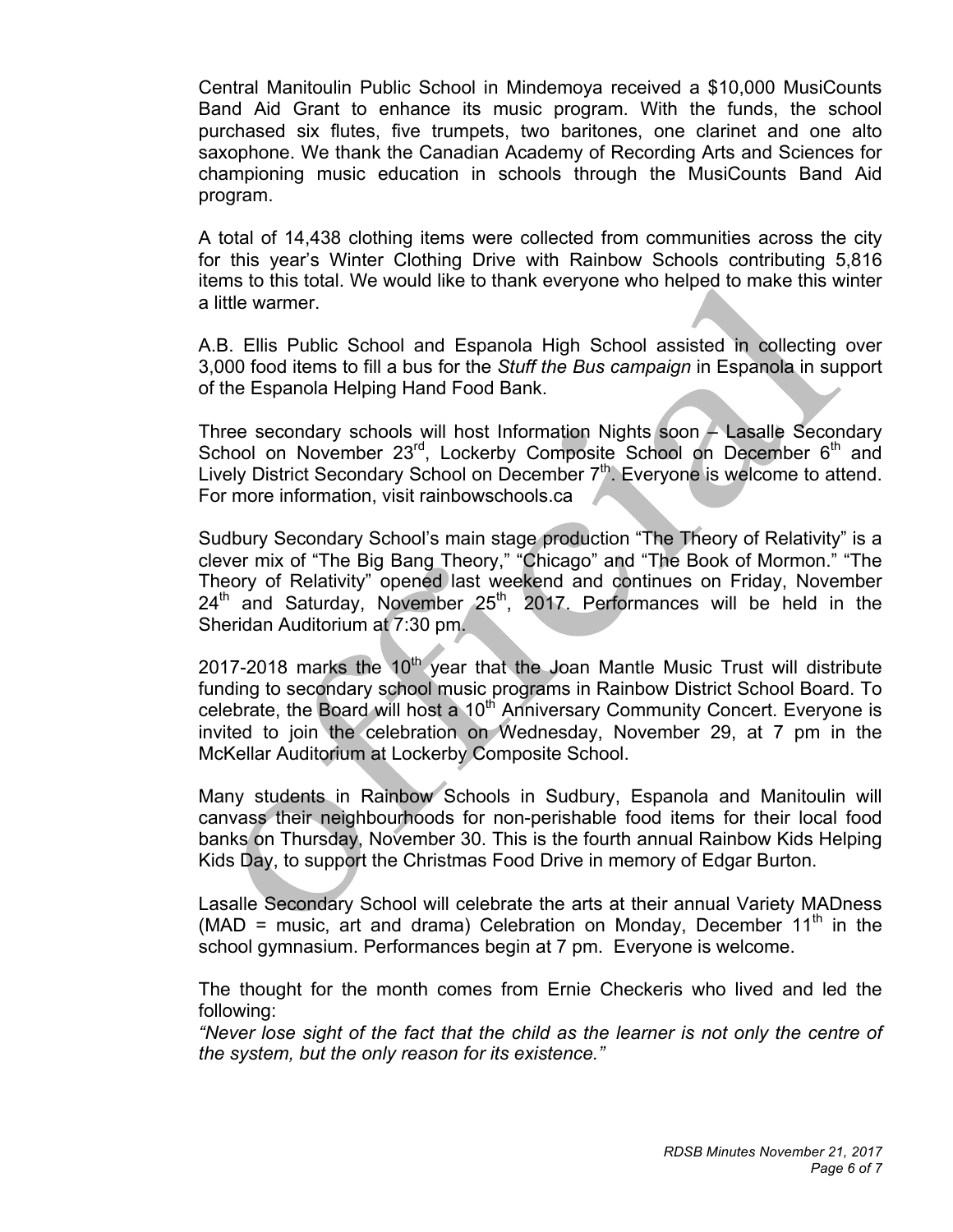Central Manitoulin Public School in Mindemoya received a $10,000 MusiCounts Band Aid Grant to enhance its music program. With the funds, the school purchased six flutes, five trumpets, two baritones, one clarinet and one alto saxophone. We thank the Canadian Academy of Recording Arts and Sciences for championing music education in schools through the MusiCounts Band Aid program.

A total of 14,438 clothing items were collected from communities across the city for this year's Winter Clothing Drive with Rainbow Schools contributing 5,816 items to this total. We would like to thank everyone who helped to make this winter a little warmer.

A.B. Ellis Public School and Espanola High School assisted in collecting over 3,000 food items to fill a bus for the *Stuff the Bus campaign* in Espanola in support of the Espanola Helping Hand Food Bank.

Three secondary schools will host Information Nights soon – Lasalle Secondary School on November 23rd, Lockerby Composite School on December 6th and Lively District Secondary School on December 7th. Everyone is welcome to attend. For more information, visit rainbowschools.ca

Sudbury Secondary School's main stage production "The Theory of Relativity" is a clever mix of "The Big Bang Theory," "Chicago" and "The Book of Mormon." "The Theory of Relativity" opened last weekend and continues on Friday, November 24th and Saturday, November 25th, 2017. Performances will be held in the Sheridan Auditorium at 7:30 pm.

2017-2018 marks the 10th year that the Joan Mantle Music Trust will distribute funding to secondary school music programs in Rainbow District School Board. To celebrate, the Board will host a 10th Anniversary Community Concert. Everyone is invited to join the celebration on Wednesday, November 29, at 7 pm in the McKellar Auditorium at Lockerby Composite School.

Many students in Rainbow Schools in Sudbury, Espanola and Manitoulin will canvass their neighbourhoods for non-perishable food items for their local food banks on Thursday, November 30. This is the fourth annual Rainbow Kids Helping Kids Day, to support the Christmas Food Drive in memory of Edgar Burton.

Lasalle Secondary School will celebrate the arts at their annual Variety MADness (MAD = music, art and drama) Celebration on Monday, December 11th in the school gymnasium. Performances begin at 7 pm. Everyone is welcome.

The thought for the month comes from Ernie Checkeris who lived and led the following:
*"Never lose sight of the fact that the child as the learner is not only the centre of the system, but the only reason for its existence."*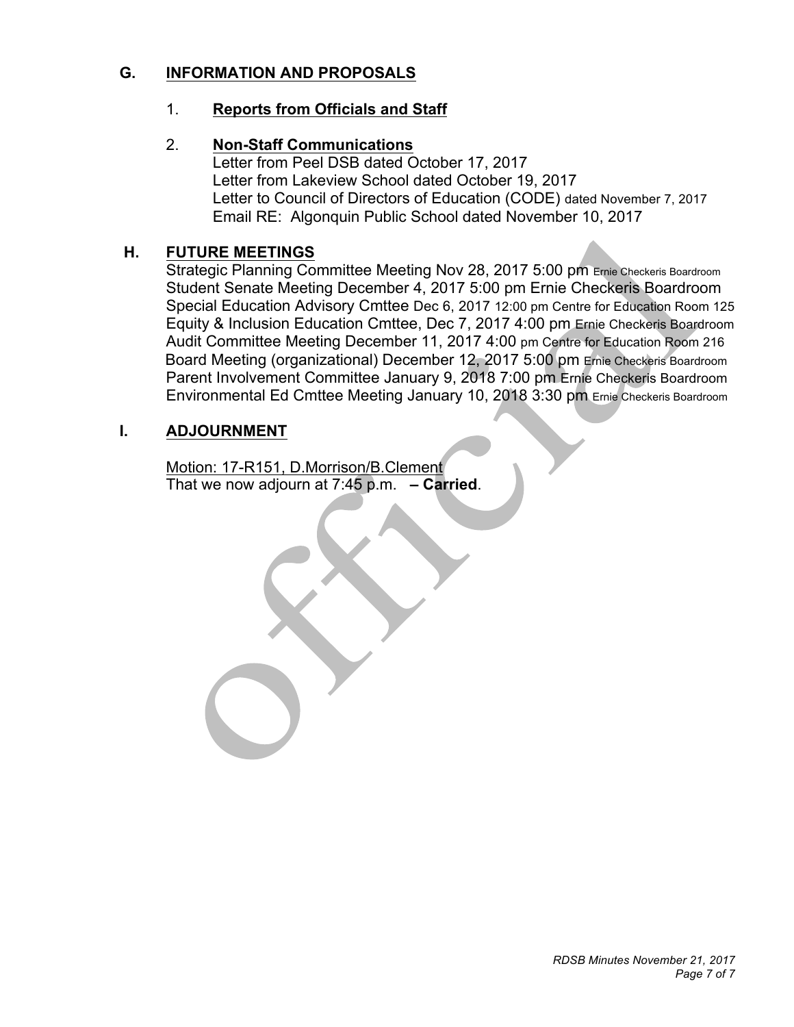## G. INFORMATION AND PROPOSALS

### 1. Reports from Officials and Staff

### 2. Non-Staff Communications

Letter from Peel DSB dated October 17, 2017
Letter from Lakeview School dated October 19, 2017
Letter to Council of Directors of Education (CODE) dated November 7, 2017
Email RE: Algonquin Public School dated November 10, 2017

## H. FUTURE MEETINGS

Strategic Planning Committee Meeting Nov 28, 2017 5:00 pm Ernie Checkeris Boardroom
Student Senate Meeting December 4, 2017 5:00 pm Ernie Checkeris Boardroom
Special Education Advisory Cmttee Dec 6, 2017 12:00 pm Centre for Education Room 125
Equity & Inclusion Education Cmttee, Dec 7, 2017 4:00 pm Ernie Checkeris Boardroom
Audit Committee Meeting December 11, 2017 4:00 pm Centre for Education Room 216
Board Meeting (organizational) December 12, 2017 5:00 pm Ernie Checkeris Boardroom
Parent Involvement Committee January 9, 2018 7:00 pm Ernie Checkeris Boardroom
Environmental Ed Cmttee Meeting January 10, 2018 3:30 pm Ernie Checkeris Boardroom

## I. ADJOURNMENT

Motion: 17-R151, D.Morrison/B.Clement
That we now adjourn at 7:45 p.m. **– Carried**.